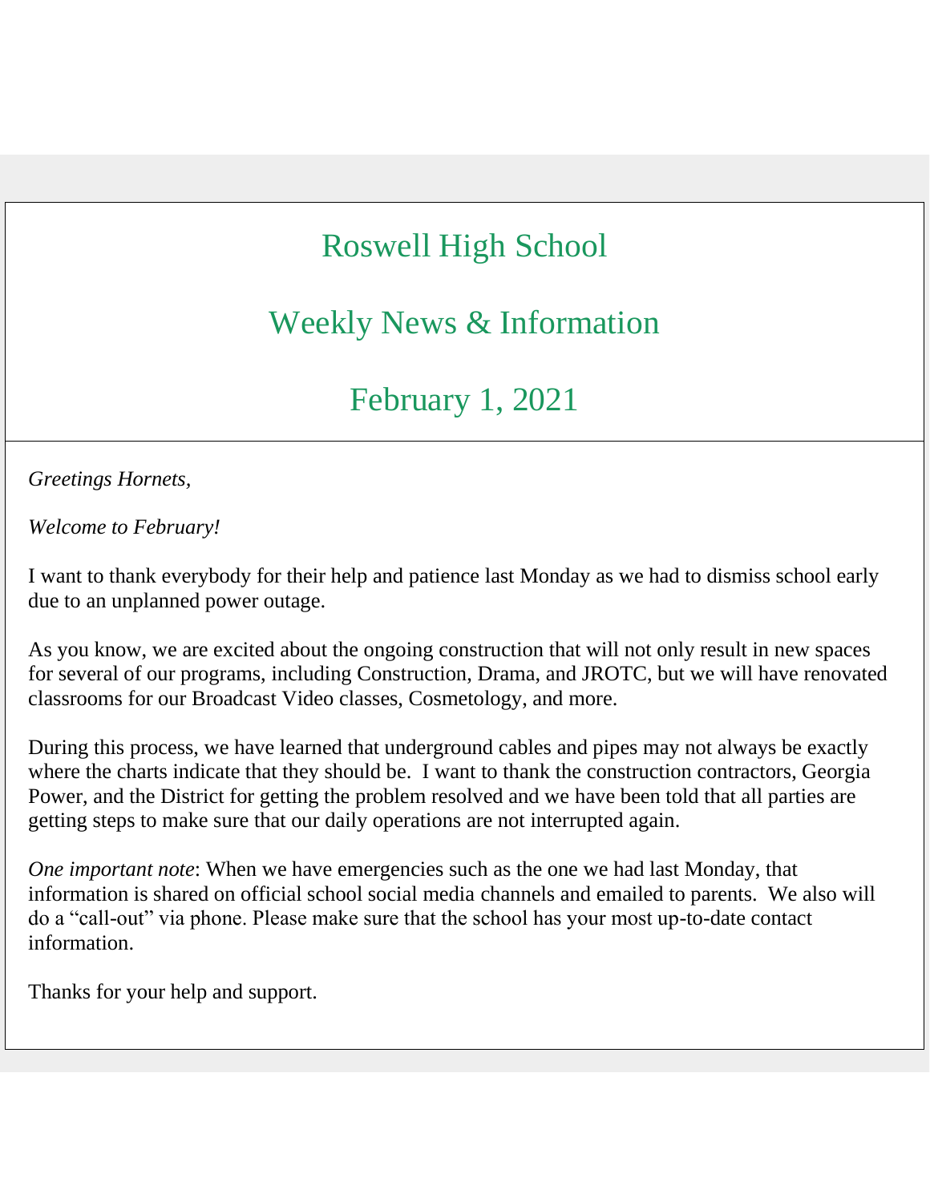# Roswell High School

## Weekly News & Information

## February 1, 2021

*Greetings Hornets,*

*Welcome to February!*

I want to thank everybody for their help and patience last Monday as we had to dismiss school early due to an unplanned power outage.

As you know, we are excited about the ongoing construction that will not only result in new spaces for several of our programs, including Construction, Drama, and JROTC, but we will have renovated classrooms for our Broadcast Video classes, Cosmetology, and more.

During this process, we have learned that underground cables and pipes may not always be exactly where the charts indicate that they should be. I want to thank the construction contractors, Georgia Power, and the District for getting the problem resolved and we have been told that all parties are getting steps to make sure that our daily operations are not interrupted again.

*One important note*: When we have emergencies such as the one we had last Monday, that information is shared on official school social media channels and emailed to parents. We also will do a "call-out" via phone. Please make sure that the school has your most up-to-date contact information.

Thanks for your help and support.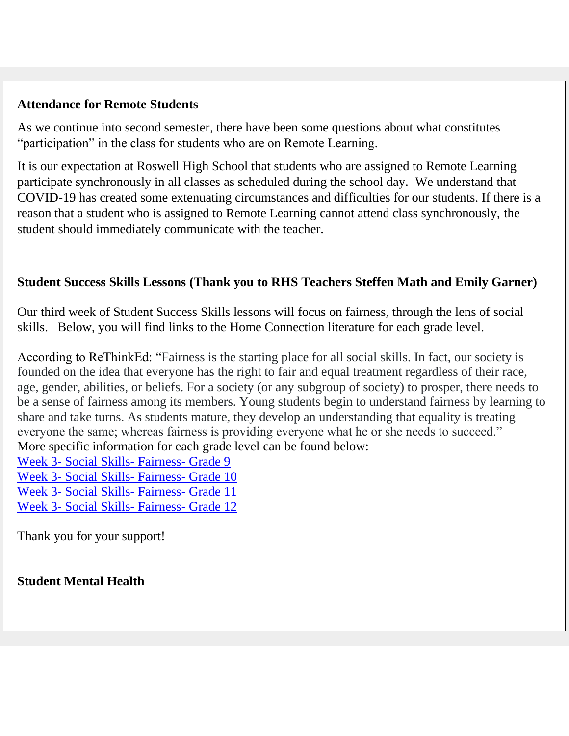**Attendance for Remote Students**

As we continue into second semester, there have been some questions about what constitutes "participation" in the class for students who are on Remote Learning.

It is our expectation at Roswell High School that students who are assigned to Remote Learning participate synchronously in all classes as scheduled during the school day. We understand that COVID-19 has created some extenuating circumstances and difficulties for our students. If there is a reason that a student who is assigned to Remote Learning cannot attend class synchronously, the student should immediately communicate with the teacher.

**Student Success Skills Lessons (Thank you to RHS Teachers Steffen Math and Emily Garner)**

Our third week of Student Success Skills lessons will focus on fairness, through the lens of social skills. Below, you will find links to the Home Connection literature for each grade level.

According to ReThinkEd: "Fairness is the starting place for all social skills. In fact, our society is founded on the idea that everyone has the right to fair and equal treatment regardless of their race, age, gender, abilities, or beliefs. For a society (or any subgroup of society) to prosper, there needs to be a sense of fairness among its members. Young students begin to understand fairness by learning to share and take turns. As students mature, they develop an understanding that equality is treating everyone the same; whereas fairness is providing everyone what he or she needs to succeed."
More specific information for each grade level can be found below:
Week 3- Social Skills- Fairness- Grade 9
Week 3- Social Skills- Fairness- Grade 10
Week 3- Social Skills- Fairness- Grade 11
Week 3- Social Skills- Fairness- Grade 12

Thank you for your support!

**Student Mental Health**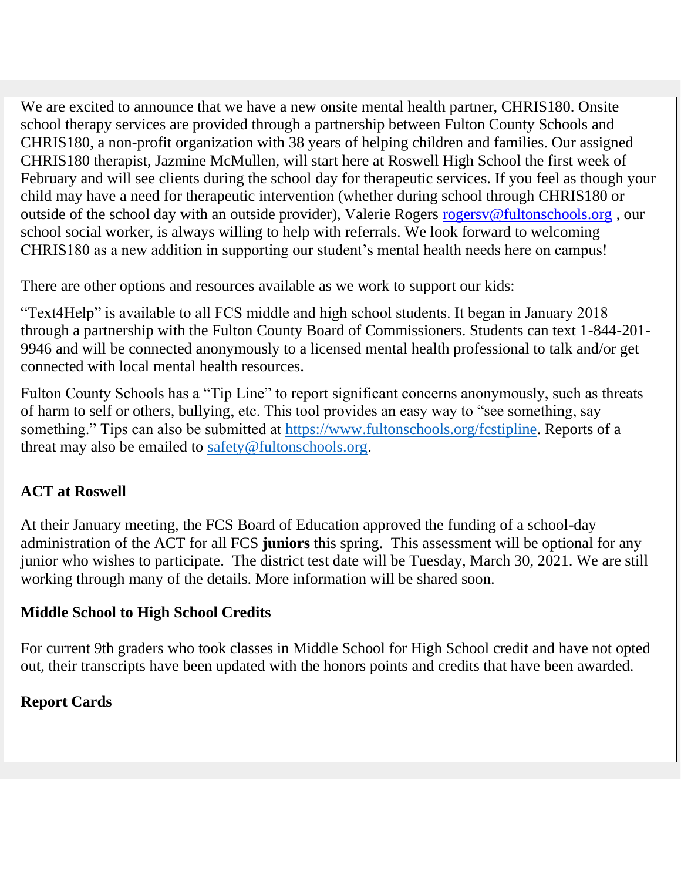We are excited to announce that we have a new onsite mental health partner, CHRIS180. Onsite school therapy services are provided through a partnership between Fulton County Schools and CHRIS180, a non-profit organization with 38 years of helping children and families. Our assigned CHRIS180 therapist, Jazmine McMullen, will start here at Roswell High School the first week of February and will see clients during the school day for therapeutic services. If you feel as though your child may have a need for therapeutic intervention (whether during school through CHRIS180 or outside of the school day with an outside provider), Valerie Rogers rogersv@fultonschools.org , our school social worker, is always willing to help with referrals. We look forward to welcoming CHRIS180 as a new addition in supporting our student's mental health needs here on campus!

There are other options and resources available as we work to support our kids:

"Text4Help" is available to all FCS middle and high school students. It began in January 2018 through a partnership with the Fulton County Board of Commissioners. Students can text 1-844-201-9946 and will be connected anonymously to a licensed mental health professional to talk and/or get connected with local mental health resources.

Fulton County Schools has a "Tip Line" to report significant concerns anonymously, such as threats of harm to self or others, bullying, etc. This tool provides an easy way to "see something, say something." Tips can also be submitted at https://www.fultonschools.org/fcstipline. Reports of a threat may also be emailed to safety@fultonschools.org.

**ACT at Roswell**

At their January meeting, the FCS Board of Education approved the funding of a school-day administration of the ACT for all FCS **juniors** this spring. This assessment will be optional for any junior who wishes to participate. The district test date will be Tuesday, March 30, 2021. We are still working through many of the details. More information will be shared soon.

**Middle School to High School Credits**

For current 9th graders who took classes in Middle School for High School credit and have not opted out, their transcripts have been updated with the honors points and credits that have been awarded.

**Report Cards**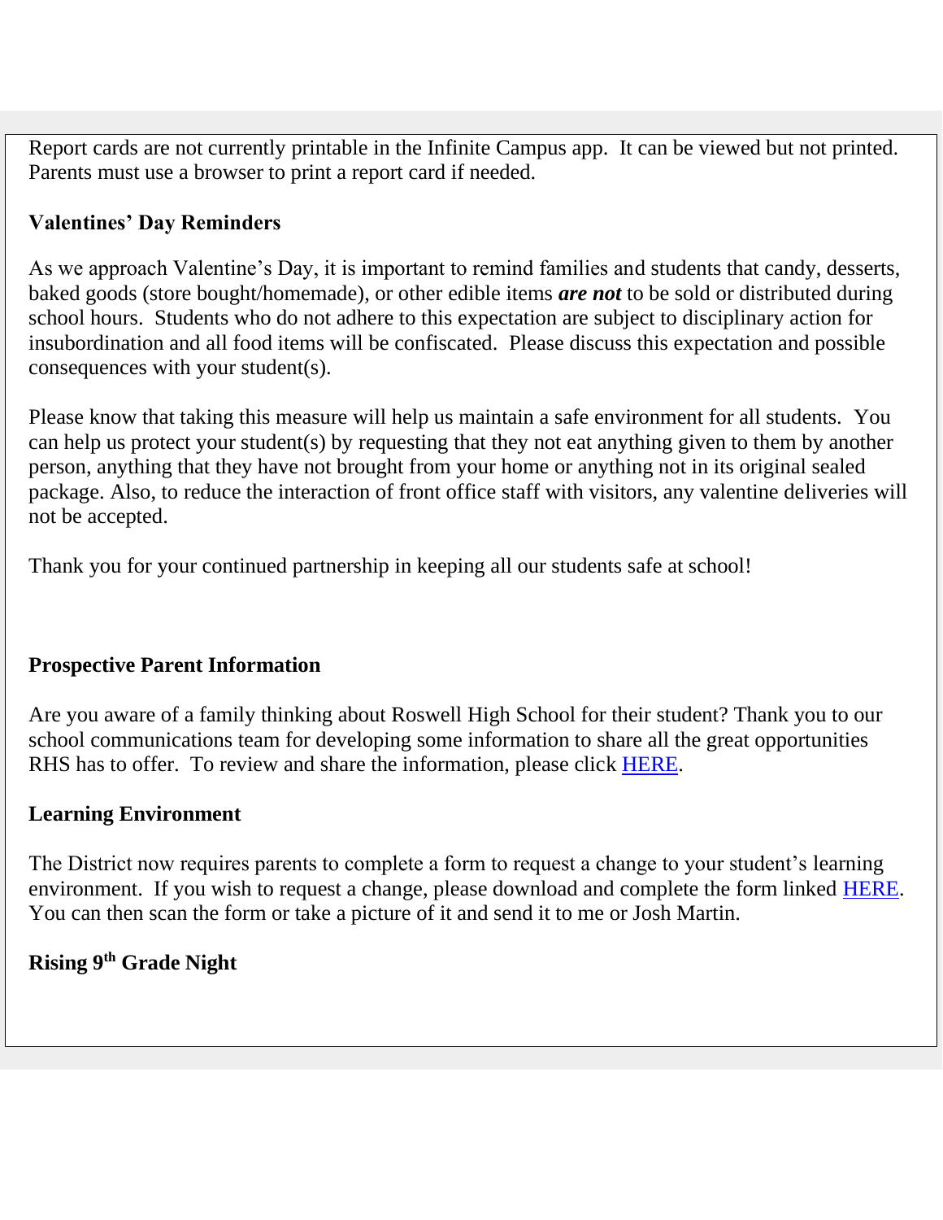Report cards are not currently printable in the Infinite Campus app. It can be viewed but not printed. Parents must use a browser to print a report card if needed.

**Valentines' Day Reminders**

As we approach Valentine's Day, it is important to remind families and students that candy, desserts, baked goods (store bought/homemade), or other edible items ***are not*** to be sold or distributed during school hours. Students who do not adhere to this expectation are subject to disciplinary action for insubordination and all food items will be confiscated. Please discuss this expectation and possible consequences with your student(s).

Please know that taking this measure will help us maintain a safe environment for all students. You can help us protect your student(s) by requesting that they not eat anything given to them by another person, anything that they have not brought from your home or anything not in its original sealed package. Also, to reduce the interaction of front office staff with visitors, any valentine deliveries will not be accepted.

Thank you for your continued partnership in keeping all our students safe at school!

**Prospective Parent Information**

Are you aware of a family thinking about Roswell High School for their student? Thank you to our school communications team for developing some information to share all the great opportunities RHS has to offer. To review and share the information, please click HERE.

**Learning Environment**

The District now requires parents to complete a form to request a change to your student's learning environment. If you wish to request a change, please download and complete the form linked HERE. You can then scan the form or take a picture of it and send it to me or Josh Martin.

**Rising 9th Grade Night**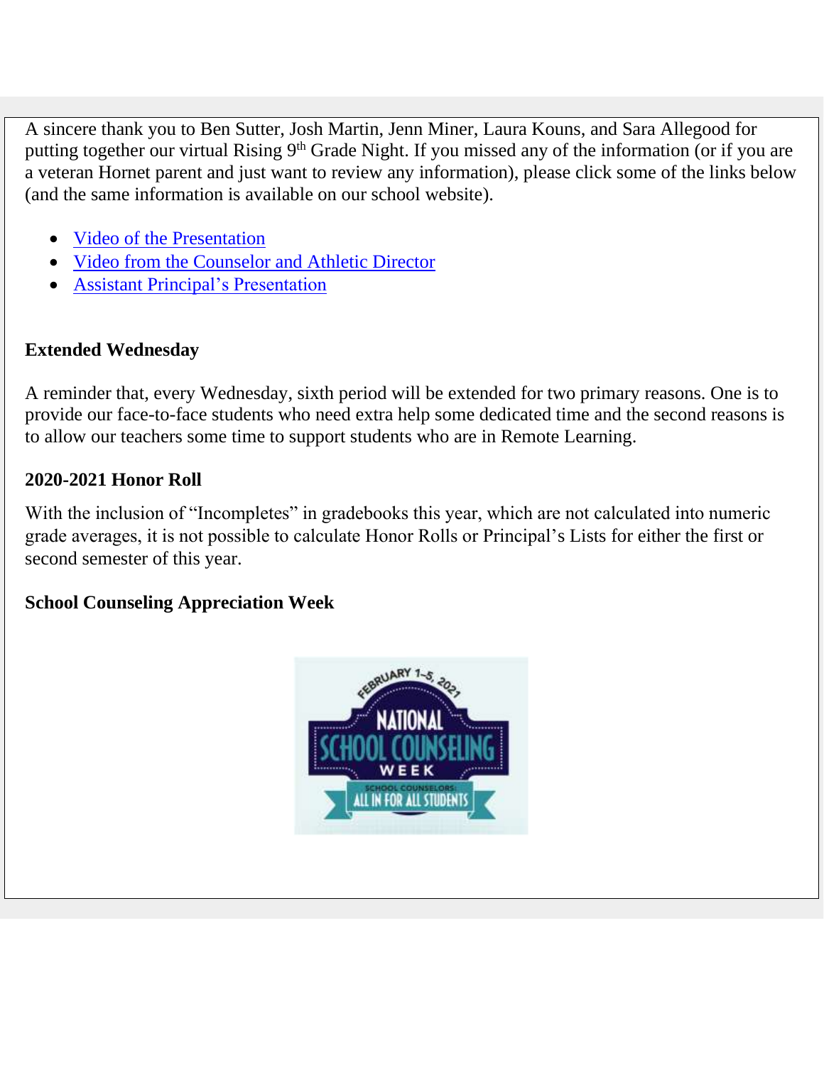A sincere thank you to Ben Sutter, Josh Martin, Jenn Miner, Laura Kouns, and Sara Allegood for putting together our virtual Rising 9th Grade Night. If you missed any of the information (or if you are a veteran Hornet parent and just want to review any information), please click some of the links below (and the same information is available on our school website).

- Video of the Presentation
- Video from the Counselor and Athletic Director
- Assistant Principal's Presentation

**Extended Wednesday**

A reminder that, every Wednesday, sixth period will be extended for two primary reasons. One is to provide our face-to-face students who need extra help some dedicated time and the second reasons is to allow our teachers some time to support students who are in Remote Learning.

**2020-2021 Honor Roll**

With the inclusion of "Incompletes" in gradebooks this year, which are not calculated into numeric grade averages, it is not possible to calculate Honor Rolls or Principal's Lists for either the first or second semester of this year.

**School Counseling Appreciation Week**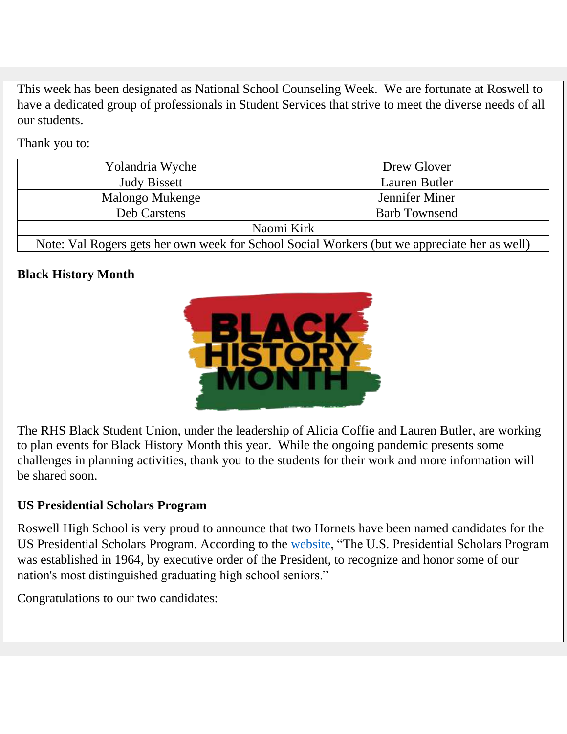This week has been designated as National School Counseling Week. We are fortunate at Roswell to have a dedicated group of professionals in Student Services that strive to meet the diverse needs of all our students.

Thank you to:

| | |
|---|---|
| Yolandria Wyche | Drew Glover |
| Judy Bissett | Lauren Butler |
| Malongo Mukenge | Jennifer Miner |
| Deb Carstens | Barb Townsend |
| Naomi Kirk | |
| Note: Val Rogers gets her own week for School Social Workers (but we appreciate her as well) | |

**Black History Month**

BLACK HISTORY MONTH

The RHS Black Student Union, under the leadership of Alicia Coffie and Lauren Butler, are working to plan events for Black History Month this year. While the ongoing pandemic presents some challenges in planning activities, thank you to the students for their work and more information will be shared soon.

**US Presidential Scholars Program**

Roswell High School is very proud to announce that two Hornets have been named candidates for the US Presidential Scholars Program. According to the website, "The U.S. Presidential Scholars Program was established in 1964, by executive order of the President, to recognize and honor some of our nation's most distinguished graduating high school seniors."

Congratulations to our two candidates: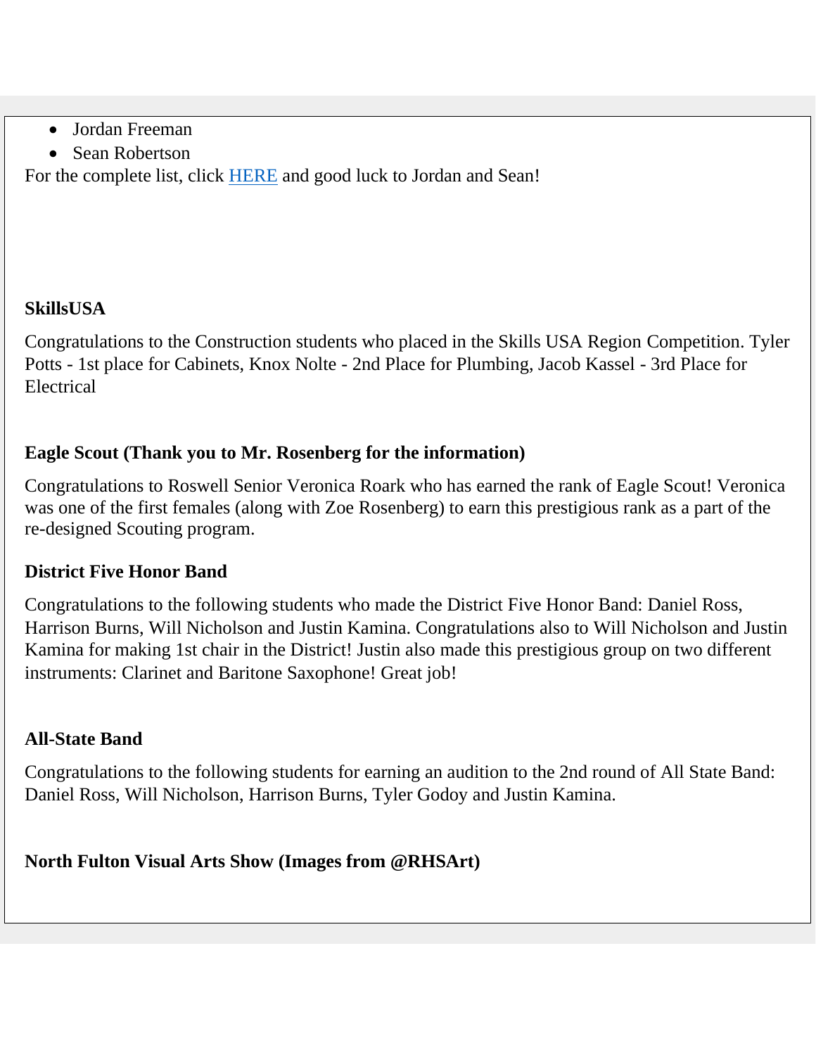- Jordan Freeman
- Sean Robertson

For the complete list, click HERE and good luck to Jordan and Sean!

**SkillsUSA**

Congratulations to the Construction students who placed in the Skills USA Region Competition. Tyler Potts - 1st place for Cabinets, Knox Nolte - 2nd Place for Plumbing, Jacob Kassel - 3rd Place for Electrical

**Eagle Scout (Thank you to Mr. Rosenberg for the information)**

Congratulations to Roswell Senior Veronica Roark who has earned the rank of Eagle Scout! Veronica was one of the first females (along with Zoe Rosenberg) to earn this prestigious rank as a part of the re-designed Scouting program.

**District Five Honor Band**

Congratulations to the following students who made the District Five Honor Band: Daniel Ross, Harrison Burns, Will Nicholson and Justin Kamina. Congratulations also to Will Nicholson and Justin Kamina for making 1st chair in the District! Justin also made this prestigious group on two different instruments: Clarinet and Baritone Saxophone! Great job!

**All-State Band**

Congratulations to the following students for earning an audition to the 2nd round of All State Band: Daniel Ross, Will Nicholson, Harrison Burns, Tyler Godoy and Justin Kamina.

**North Fulton Visual Arts Show (Images from @RHSArt)**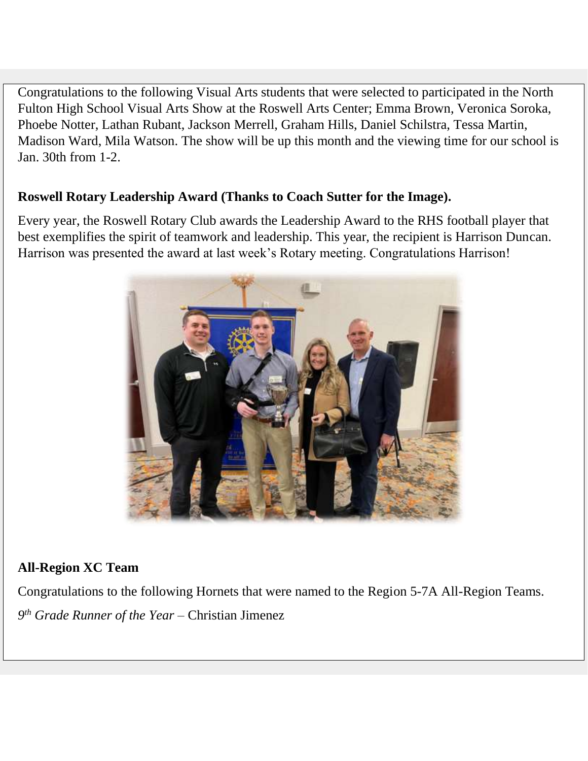Congratulations to the following Visual Arts students that were selected to participated in the North Fulton High School Visual Arts Show at the Roswell Arts Center; Emma Brown, Veronica Soroka, Phoebe Notter, Lathan Rubant, Jackson Merrell, Graham Hills, Daniel Schilstra, Tessa Martin, Madison Ward, Mila Watson. The show will be up this month and the viewing time for our school is Jan. 30th from 1-2.

**Roswell Rotary Leadership Award (Thanks to Coach Sutter for the Image).**

Every year, the Roswell Rotary Club awards the Leadership Award to the RHS football player that best exemplifies the spirit of teamwork and leadership. This year, the recipient is Harrison Duncan. Harrison was presented the award at last week's Rotary meeting. Congratulations Harrison!

**All-Region XC Team**

Congratulations to the following Hornets that were named to the Region 5-7A All-Region Teams.

*9th Grade Runner of the Year* – Christian Jimenez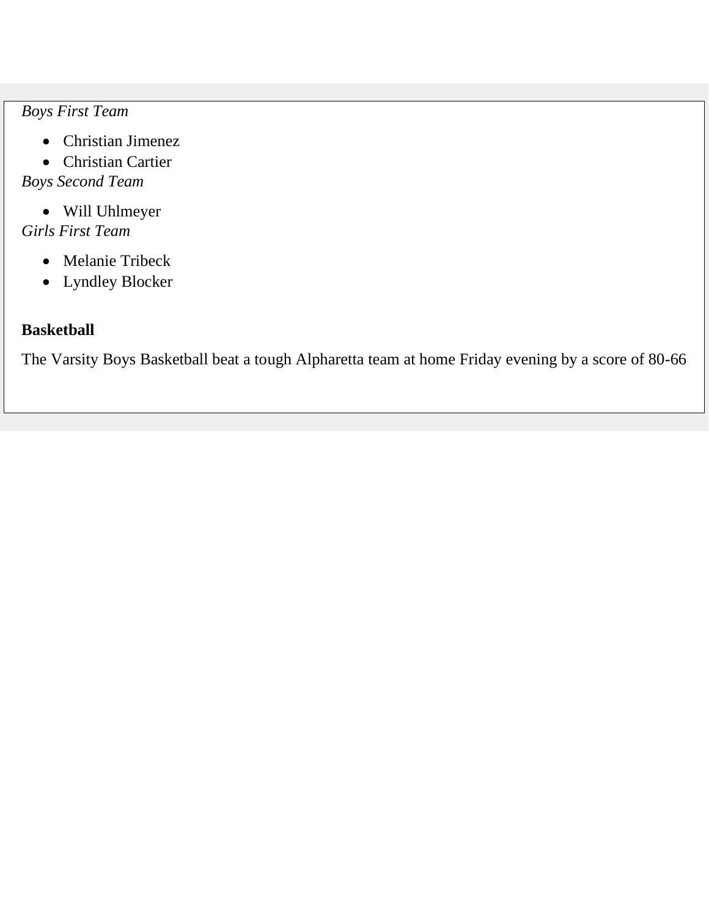*Boys First Team*

- Christian Jimenez
- Christian Cartier

*Boys Second Team*

- Will Uhlmeyer

*Girls First Team*

- Melanie Tribeck
- Lyndley Blocker

**Basketball**

The Varsity Boys Basketball beat a tough Alpharetta team at home Friday evening by a score of 80-66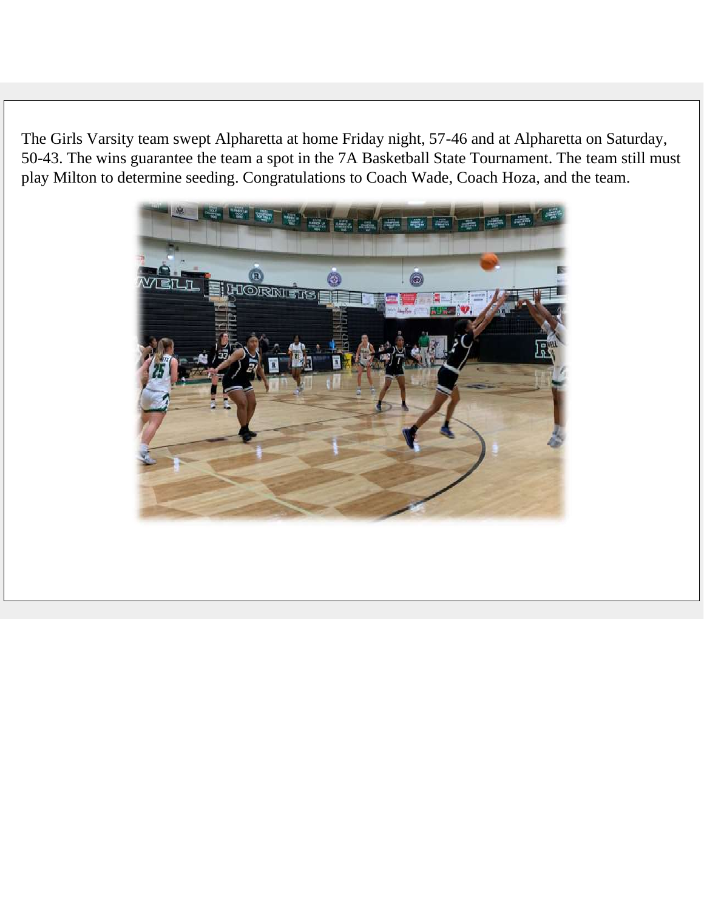The Girls Varsity team swept Alpharetta at home Friday night, 57-46 and at Alpharetta on Saturday, 50-43. The wins guarantee the team a spot in the 7A Basketball State Tournament. The team still must play Milton to determine seeding. Congratulations to Coach Wade, Coach Hoza, and the team.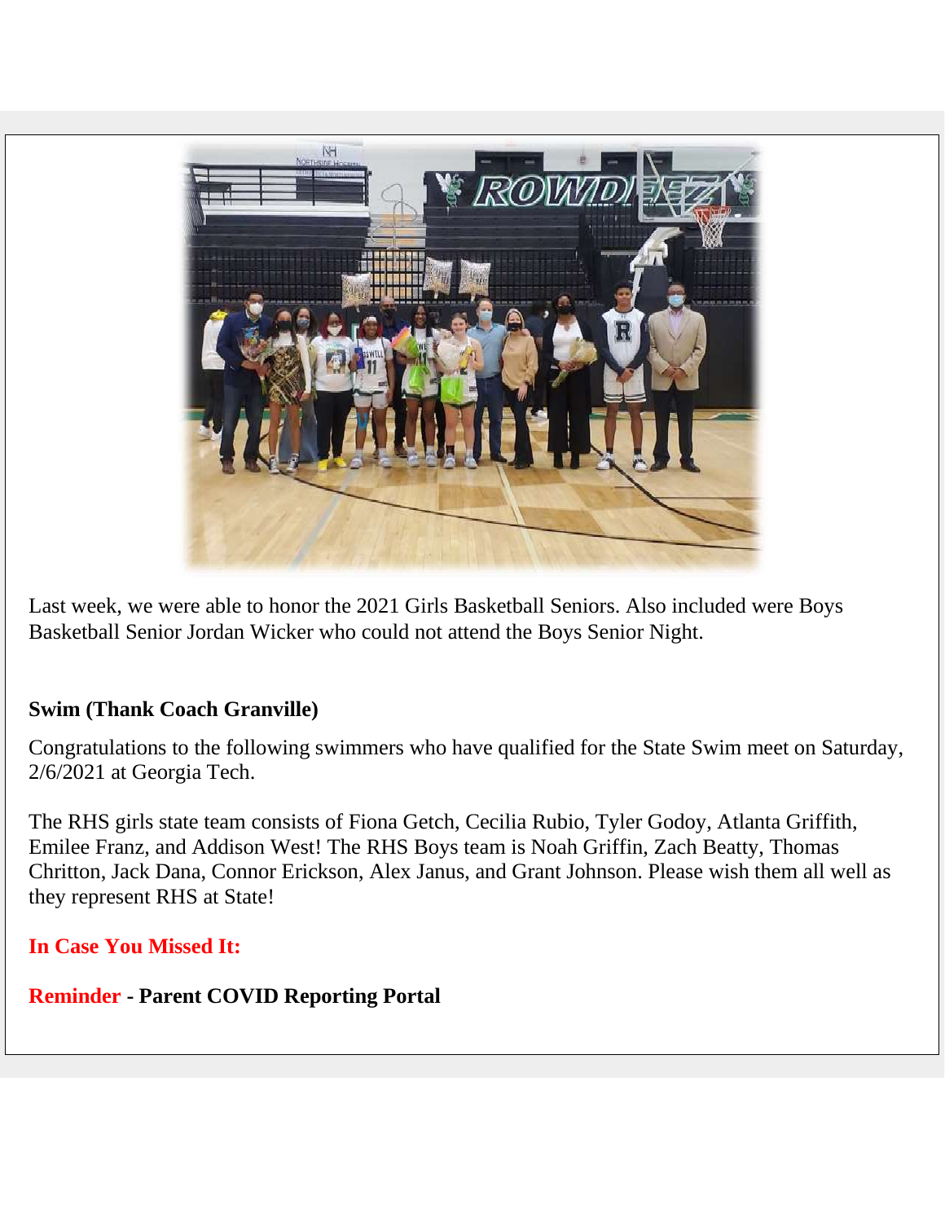Last week, we were able to honor the 2021 Girls Basketball Seniors. Also included were Boys Basketball Senior Jordan Wicker who could not attend the Boys Senior Night.

**Swim (Thank Coach Granville)**

Congratulations to the following swimmers who have qualified for the State Swim meet on Saturday, 2/6/2021 at Georgia Tech.

The RHS girls state team consists of Fiona Getch, Cecilia Rubio, Tyler Godoy, Atlanta Griffith, Emilee Franz, and Addison West! The RHS Boys team is Noah Griffin, Zach Beatty, Thomas Chritton, Jack Dana, Connor Erickson, Alex Janus, and Grant Johnson. Please wish them all well as they represent RHS at State!

**In Case You Missed It:**

**Reminder - Parent COVID Reporting Portal**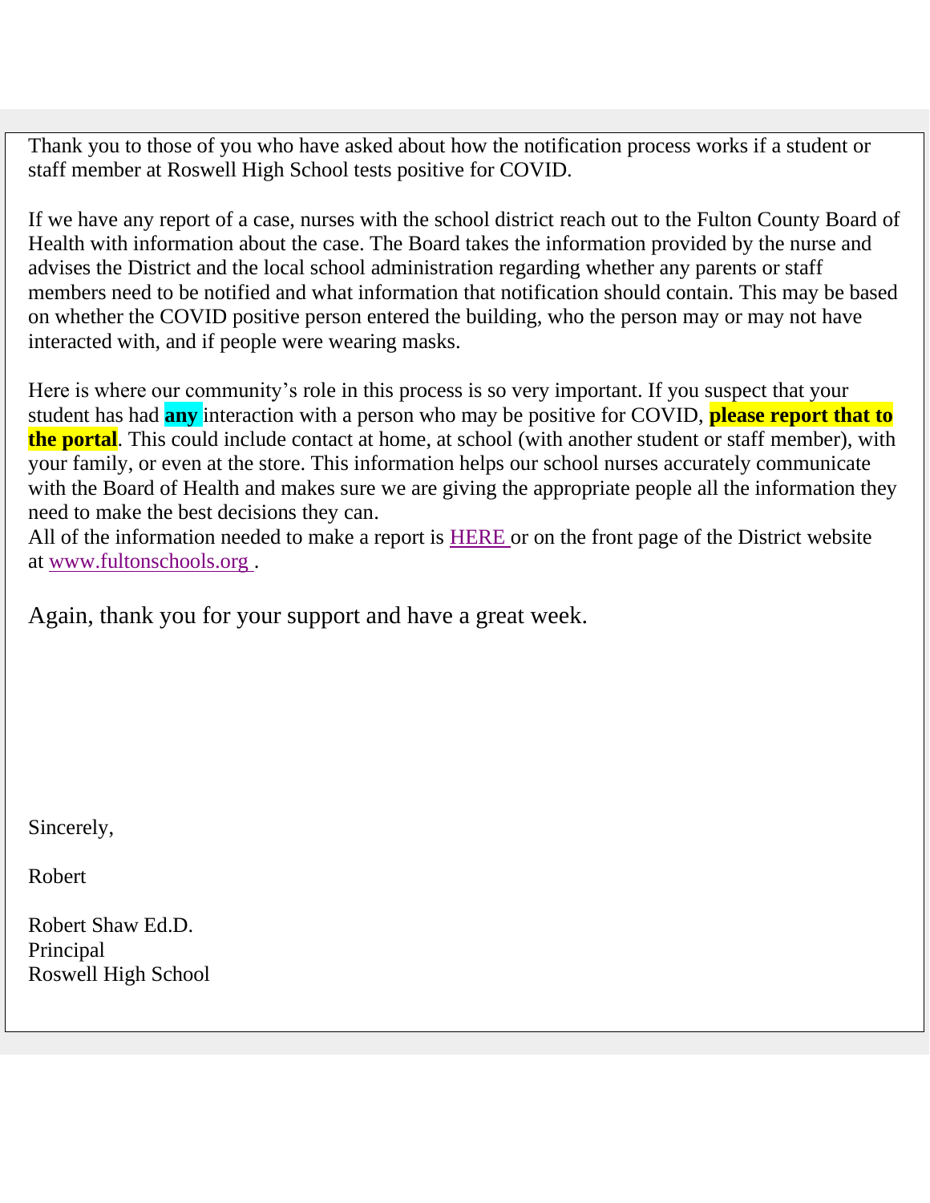Thank you to those of you who have asked about how the notification process works if a student or staff member at Roswell High School tests positive for COVID.

If we have any report of a case, nurses with the school district reach out to the Fulton County Board of Health with information about the case. The Board takes the information provided by the nurse and advises the District and the local school administration regarding whether any parents or staff members need to be notified and what information that notification should contain. This may be based on whether the COVID positive person entered the building, who the person may or may not have interacted with, and if people were wearing masks.

Here is where our community's role in this process is so very important. If you suspect that your student has had **any** interaction with a person who may be positive for COVID, **please report that to the portal**. This could include contact at home, at school (with another student or staff member), with your family, or even at the store. This information helps our school nurses accurately communicate with the Board of Health and makes sure we are giving the appropriate people all the information they need to make the best decisions they can.
All of the information needed to make a report is HERE or on the front page of the District website at www.fultonschools.org .

Again, thank you for your support and have a great week.

Sincerely,

Robert

Robert Shaw Ed.D.
Principal
Roswell High School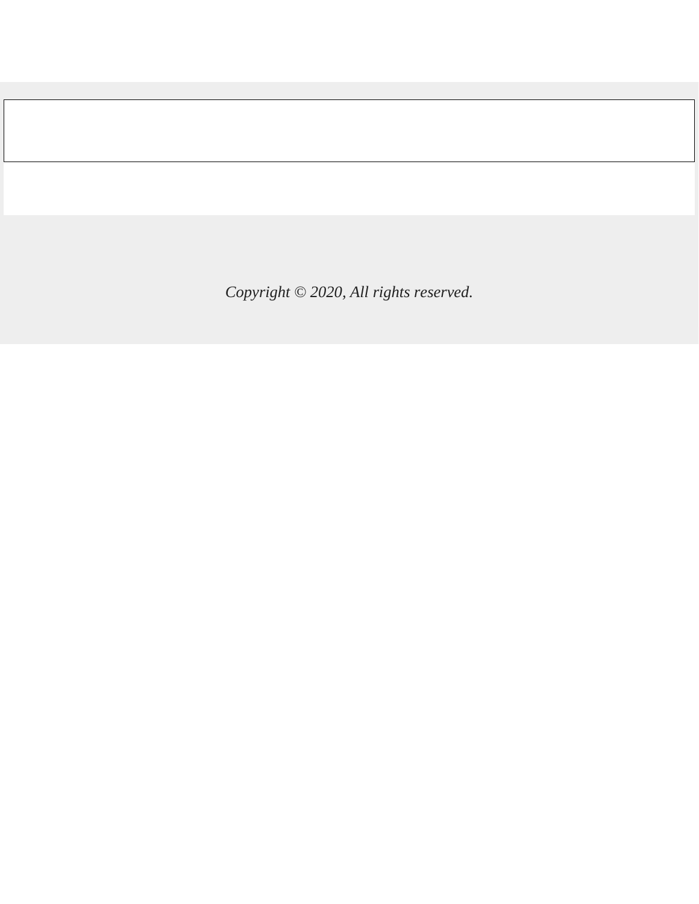*Copyright © 2020, All rights reserved.*